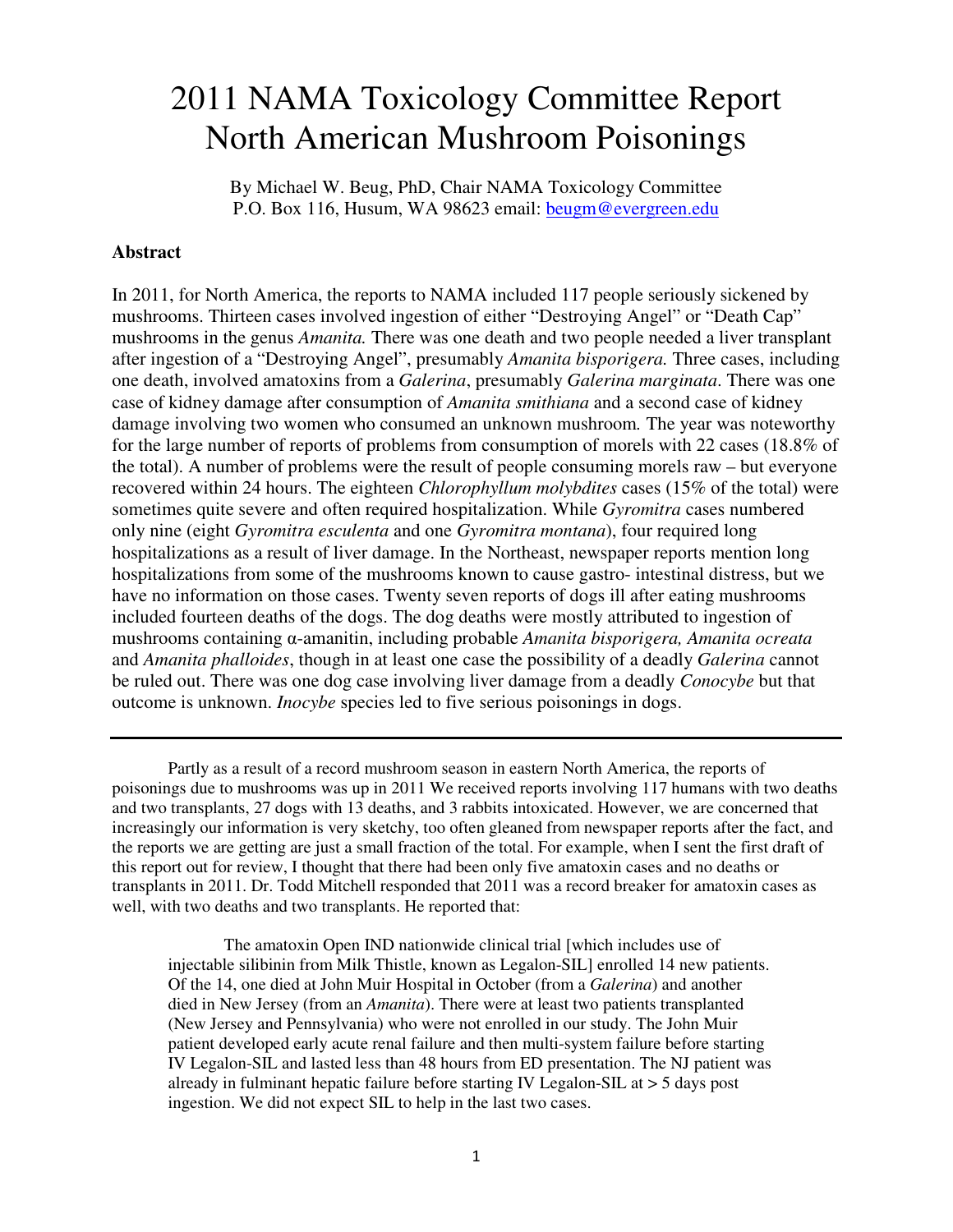# 2011 NAMA Toxicology Committee Report North American Mushroom Poisonings

By Michael W. Beug, PhD, Chair NAMA Toxicology Committee
P.O. Box 116, Husum, WA 98623 email: beugm@evergreen.edu

## Abstract

In 2011, for North America, the reports to NAMA included 117 people seriously sickened by mushrooms. Thirteen cases involved ingestion of either "Destroying Angel" or "Death Cap" mushrooms in the genus *Amanita.* There was one death and two people needed a liver transplant after ingestion of a "Destroying Angel", presumably *Amanita bisporigera.* Three cases, including one death, involved amatoxins from a *Galerina*, presumably *Galerina marginata*. There was one case of kidney damage after consumption of *Amanita smithiana* and a second case of kidney damage involving two women who consumed an unknown mushroom*.* The year was noteworthy for the large number of reports of problems from consumption of morels with 22 cases (18.8% of the total). A number of problems were the result of people consuming morels raw – but everyone recovered within 24 hours. The eighteen *Chlorophyllum molybdites* cases (15% of the total) were sometimes quite severe and often required hospitalization. While *Gyromitra* cases numbered only nine (eight *Gyromitra esculenta* and one *Gyromitra montana*), four required long hospitalizations as a result of liver damage. In the Northeast, newspaper reports mention long hospitalizations from some of the mushrooms known to cause gastro- intestinal distress, but we have no information on those cases. Twenty seven reports of dogs ill after eating mushrooms included fourteen deaths of the dogs. The dog deaths were mostly attributed to ingestion of mushrooms containing α-amanitin, including probable *Amanita bisporigera, Amanita ocreata* and *Amanita phalloides*, though in at least one case the possibility of a deadly *Galerina* cannot be ruled out. There was one dog case involving liver damage from a deadly *Conocybe* but that outcome is unknown. *Inocybe* species led to five serious poisonings in dogs.

---

Partly as a result of a record mushroom season in eastern North America, the reports of poisonings due to mushrooms was up in 2011 We received reports involving 117 humans with two deaths and two transplants, 27 dogs with 13 deaths, and 3 rabbits intoxicated. However, we are concerned that increasingly our information is very sketchy, too often gleaned from newspaper reports after the fact, and the reports we are getting are just a small fraction of the total. For example, when I sent the first draft of this report out for review, I thought that there had been only five amatoxin cases and no deaths or transplants in 2011. Dr. Todd Mitchell responded that 2011 was a record breaker for amatoxin cases as well, with two deaths and two transplants. He reported that:

> The amatoxin Open IND nationwide clinical trial [which includes use of injectable silibinin from Milk Thistle, known as Legalon-SIL] enrolled 14 new patients. Of the 14, one died at John Muir Hospital in October (from a *Galerina*) and another died in New Jersey (from an *Amanita*). There were at least two patients transplanted (New Jersey and Pennsylvania) who were not enrolled in our study. The John Muir patient developed early acute renal failure and then multi-system failure before starting IV Legalon-SIL and lasted less than 48 hours from ED presentation. The NJ patient was already in fulminant hepatic failure before starting IV Legalon-SIL at > 5 days post ingestion. We did not expect SIL to help in the last two cases.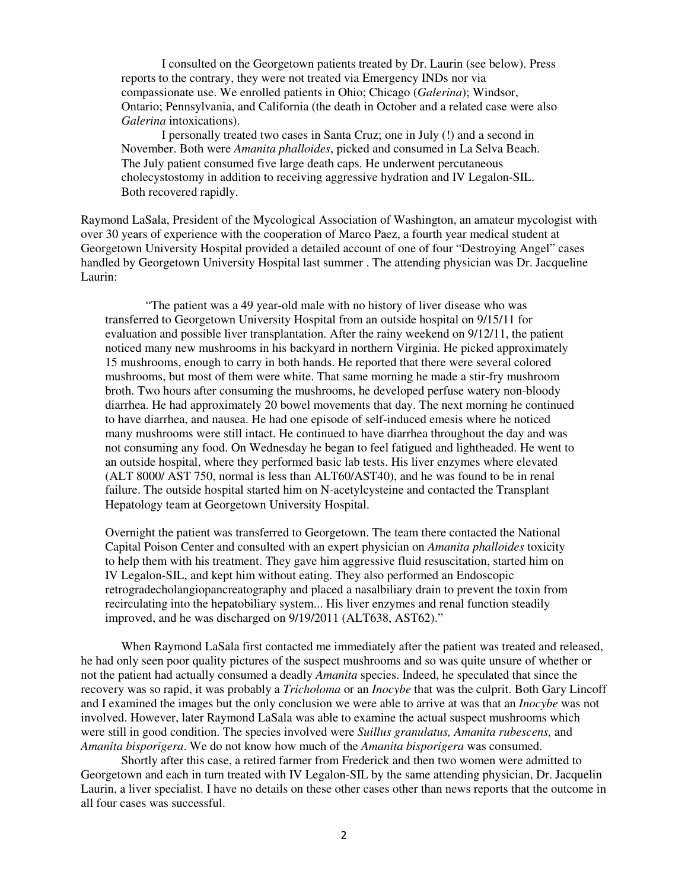I consulted on the Georgetown patients treated by Dr. Laurin (see below). Press reports to the contrary, they were not treated via Emergency INDs nor via compassionate use. We enrolled patients in Ohio; Chicago (*Galerina*); Windsor, Ontario; Pennsylvania, and California (the death in October and a related case were also *Galerina* intoxications).

I personally treated two cases in Santa Cruz; one in July (!) and a second in November. Both were *Amanita phalloides*, picked and consumed in La Selva Beach. The July patient consumed five large death caps. He underwent percutaneous cholecystostomy in addition to receiving aggressive hydration and IV Legalon-SIL. Both recovered rapidly.

Raymond LaSala, President of the Mycological Association of Washington, an amateur mycologist with over 30 years of experience with the cooperation of Marco Paez, a fourth year medical student at Georgetown University Hospital provided a detailed account of one of four "Destroying Angel" cases handled by Georgetown University Hospital last summer . The attending physician was Dr. Jacqueline Laurin:

> "The patient was a 49 year-old male with no history of liver disease who was transferred to Georgetown University Hospital from an outside hospital on 9/15/11 for evaluation and possible liver transplantation. After the rainy weekend on 9/12/11, the patient noticed many new mushrooms in his backyard in northern Virginia. He picked approximately 15 mushrooms, enough to carry in both hands. He reported that there were several colored mushrooms, but most of them were white. That same morning he made a stir-fry mushroom broth. Two hours after consuming the mushrooms, he developed perfuse watery non-bloody diarrhea. He had approximately 20 bowel movements that day. The next morning he continued to have diarrhea, and nausea. He had one episode of self-induced emesis where he noticed many mushrooms were still intact. He continued to have diarrhea throughout the day and was not consuming any food. On Wednesday he began to feel fatigued and lightheaded. He went to an outside hospital, where they performed basic lab tests. His liver enzymes where elevated (ALT 8000/ AST 750, normal is less than ALT60/AST40), and he was found to be in renal failure. The outside hospital started him on N-acetylcysteine and contacted the Transplant Hepatology team at Georgetown University Hospital.
>
> Overnight the patient was transferred to Georgetown. The team there contacted the National Capital Poison Center and consulted with an expert physician on *Amanita phalloides* toxicity to help them with his treatment. They gave him aggressive fluid resuscitation, started him on IV Legalon-SIL, and kept him without eating. They also performed an Endoscopic retrogradecholangiopancreatography and placed a nasalbiliary drain to prevent the toxin from recirculating into the hepatobiliary system... His liver enzymes and renal function steadily improved, and he was discharged on 9/19/2011 (ALT638, AST62)."

When Raymond LaSala first contacted me immediately after the patient was treated and released, he had only seen poor quality pictures of the suspect mushrooms and so was quite unsure of whether or not the patient had actually consumed a deadly *Amanita* species. Indeed, he speculated that since the recovery was so rapid, it was probably a *Tricholoma* or an *Inocybe* that was the culprit. Both Gary Lincoff and I examined the images but the only conclusion we were able to arrive at was that an *Inocybe* was not involved. However, later Raymond LaSala was able to examine the actual suspect mushrooms which were still in good condition. The species involved were *Suillus granulatus, Amanita rubescens,* and *Amanita bisporigera*. We do not know how much of the *Amanita bisporigera* was consumed.

Shortly after this case, a retired farmer from Frederick and then two women were admitted to Georgetown and each in turn treated with IV Legalon-SIL by the same attending physician, Dr. Jacquelin Laurin, a liver specialist. I have no details on these other cases other than news reports that the outcome in all four cases was successful.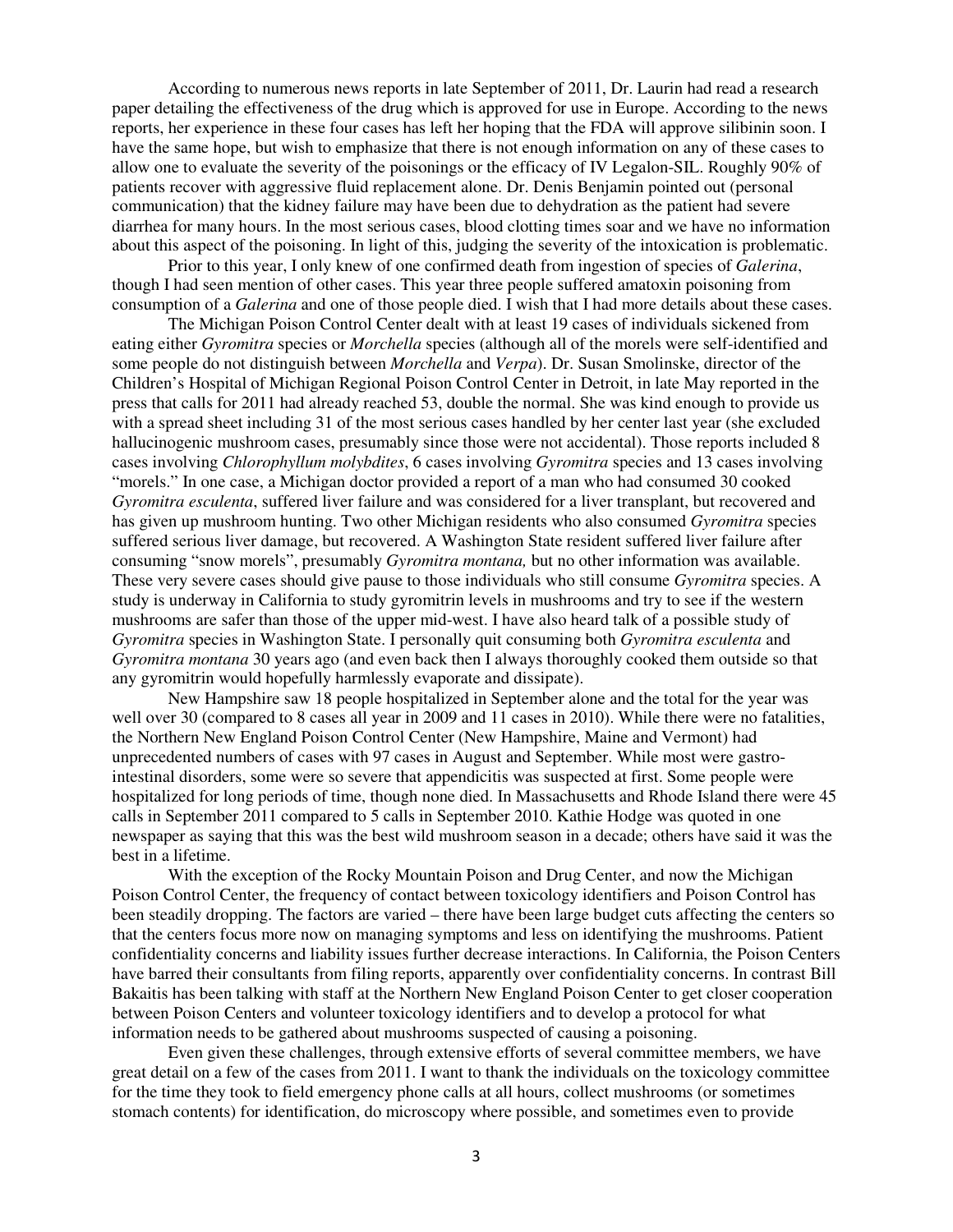According to numerous news reports in late September of 2011, Dr. Laurin had read a research paper detailing the effectiveness of the drug which is approved for use in Europe. According to the news reports, her experience in these four cases has left her hoping that the FDA will approve silibinin soon. I have the same hope, but wish to emphasize that there is not enough information on any of these cases to allow one to evaluate the severity of the poisonings or the efficacy of IV Legalon-SIL. Roughly 90% of patients recover with aggressive fluid replacement alone. Dr. Denis Benjamin pointed out (personal communication) that the kidney failure may have been due to dehydration as the patient had severe diarrhea for many hours. In the most serious cases, blood clotting times soar and we have no information about this aspect of the poisoning. In light of this, judging the severity of the intoxication is problematic.

Prior to this year, I only knew of one confirmed death from ingestion of species of *Galerina*, though I had seen mention of other cases. This year three people suffered amatoxin poisoning from consumption of a *Galerina* and one of those people died. I wish that I had more details about these cases.

The Michigan Poison Control Center dealt with at least 19 cases of individuals sickened from eating either *Gyromitra* species or *Morchella* species (although all of the morels were self-identified and some people do not distinguish between *Morchella* and *Verpa*). Dr. Susan Smolinske, director of the Children's Hospital of Michigan Regional Poison Control Center in Detroit, in late May reported in the press that calls for 2011 had already reached 53, double the normal. She was kind enough to provide us with a spread sheet including 31 of the most serious cases handled by her center last year (she excluded hallucinogenic mushroom cases, presumably since those were not accidental). Those reports included 8 cases involving *Chlorophyllum molybdites*, 6 cases involving *Gyromitra* species and 13 cases involving "morels." In one case, a Michigan doctor provided a report of a man who had consumed 30 cooked *Gyromitra esculenta*, suffered liver failure and was considered for a liver transplant, but recovered and has given up mushroom hunting. Two other Michigan residents who also consumed *Gyromitra* species suffered serious liver damage, but recovered. A Washington State resident suffered liver failure after consuming "snow morels", presumably *Gyromitra montana,* but no other information was available. These very severe cases should give pause to those individuals who still consume *Gyromitra* species. A study is underway in California to study gyromitrin levels in mushrooms and try to see if the western mushrooms are safer than those of the upper mid-west. I have also heard talk of a possible study of *Gyromitra* species in Washington State. I personally quit consuming both *Gyromitra esculenta* and *Gyromitra montana* 30 years ago (and even back then I always thoroughly cooked them outside so that any gyromitrin would hopefully harmlessly evaporate and dissipate).

New Hampshire saw 18 people hospitalized in September alone and the total for the year was well over 30 (compared to 8 cases all year in 2009 and 11 cases in 2010). While there were no fatalities, the Northern New England Poison Control Center (New Hampshire, Maine and Vermont) had unprecedented numbers of cases with 97 cases in August and September. While most were gastro-intestinal disorders, some were so severe that appendicitis was suspected at first. Some people were hospitalized for long periods of time, though none died. In Massachusetts and Rhode Island there were 45 calls in September 2011 compared to 5 calls in September 2010. Kathie Hodge was quoted in one newspaper as saying that this was the best wild mushroom season in a decade; others have said it was the best in a lifetime.

With the exception of the Rocky Mountain Poison and Drug Center, and now the Michigan Poison Control Center, the frequency of contact between toxicology identifiers and Poison Control has been steadily dropping. The factors are varied – there have been large budget cuts affecting the centers so that the centers focus more now on managing symptoms and less on identifying the mushrooms. Patient confidentiality concerns and liability issues further decrease interactions. In California, the Poison Centers have barred their consultants from filing reports, apparently over confidentiality concerns. In contrast Bill Bakaitis has been talking with staff at the Northern New England Poison Center to get closer cooperation between Poison Centers and volunteer toxicology identifiers and to develop a protocol for what information needs to be gathered about mushrooms suspected of causing a poisoning.

Even given these challenges, through extensive efforts of several committee members, we have great detail on a few of the cases from 2011. I want to thank the individuals on the toxicology committee for the time they took to field emergency phone calls at all hours, collect mushrooms (or sometimes stomach contents) for identification, do microscopy where possible, and sometimes even to provide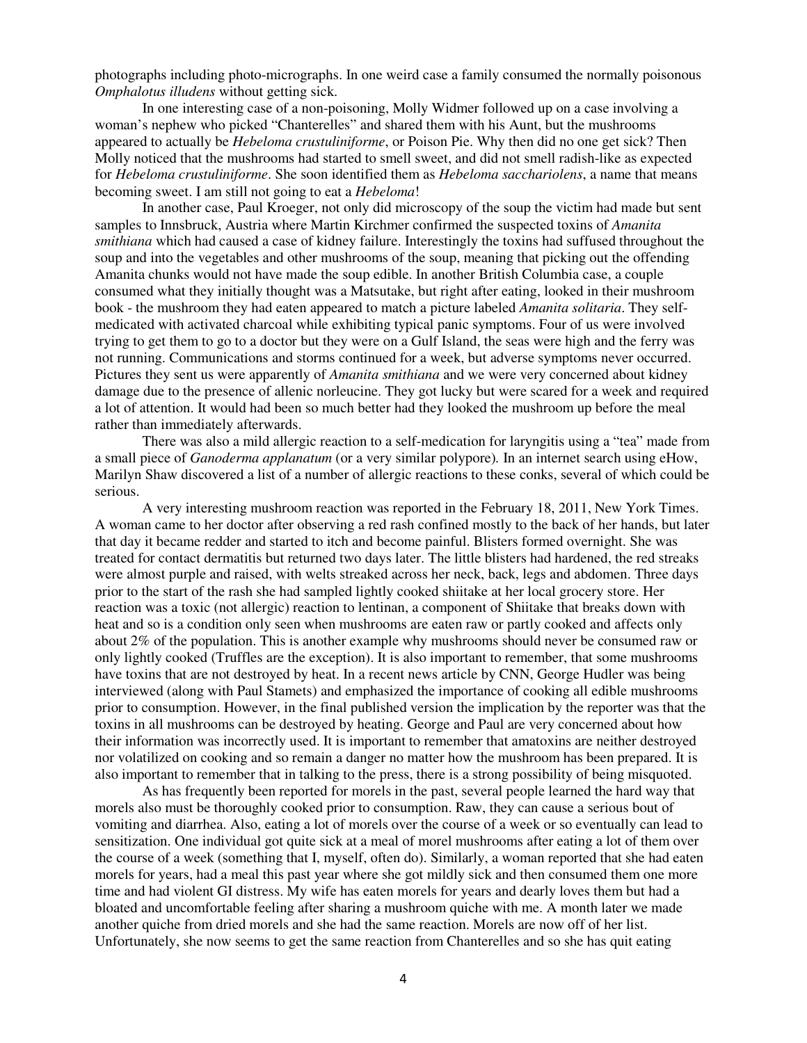photographs including photo-micrographs. In one weird case a family consumed the normally poisonous *Omphalotus illudens* without getting sick.

In one interesting case of a non-poisoning, Molly Widmer followed up on a case involving a woman's nephew who picked "Chanterelles" and shared them with his Aunt, but the mushrooms appeared to actually be *Hebeloma crustuliniforme*, or Poison Pie. Why then did no one get sick? Then Molly noticed that the mushrooms had started to smell sweet, and did not smell radish-like as expected for *Hebeloma crustuliniforme*. She soon identified them as *Hebeloma sacchariolens*, a name that means becoming sweet. I am still not going to eat a *Hebeloma*!

In another case, Paul Kroeger, not only did microscopy of the soup the victim had made but sent samples to Innsbruck, Austria where Martin Kirchmer confirmed the suspected toxins of *Amanita smithiana* which had caused a case of kidney failure. Interestingly the toxins had suffused throughout the soup and into the vegetables and other mushrooms of the soup, meaning that picking out the offending Amanita chunks would not have made the soup edible. In another British Columbia case, a couple consumed what they initially thought was a Matsutake, but right after eating, looked in their mushroom book - the mushroom they had eaten appeared to match a picture labeled *Amanita solitaria*. They self-medicated with activated charcoal while exhibiting typical panic symptoms. Four of us were involved trying to get them to go to a doctor but they were on a Gulf Island, the seas were high and the ferry was not running. Communications and storms continued for a week, but adverse symptoms never occurred. Pictures they sent us were apparently of *Amanita smithiana* and we were very concerned about kidney damage due to the presence of allenic norleucine. They got lucky but were scared for a week and required a lot of attention. It would had been so much better had they looked the mushroom up before the meal rather than immediately afterwards.

There was also a mild allergic reaction to a self-medication for laryngitis using a "tea" made from a small piece of *Ganoderma applanatum* (or a very similar polypore). In an internet search using eHow, Marilyn Shaw discovered a list of a number of allergic reactions to these conks, several of which could be serious.

A very interesting mushroom reaction was reported in the February 18, 2011, New York Times. A woman came to her doctor after observing a red rash confined mostly to the back of her hands, but later that day it became redder and started to itch and become painful. Blisters formed overnight. She was treated for contact dermatitis but returned two days later. The little blisters had hardened, the red streaks were almost purple and raised, with welts streaked across her neck, back, legs and abdomen. Three days prior to the start of the rash she had sampled lightly cooked shiitake at her local grocery store. Her reaction was a toxic (not allergic) reaction to lentinan, a component of Shiitake that breaks down with heat and so is a condition only seen when mushrooms are eaten raw or partly cooked and affects only about 2% of the population. This is another example why mushrooms should never be consumed raw or only lightly cooked (Truffles are the exception). It is also important to remember, that some mushrooms have toxins that are not destroyed by heat. In a recent news article by CNN, George Hudler was being interviewed (along with Paul Stamets) and emphasized the importance of cooking all edible mushrooms prior to consumption. However, in the final published version the implication by the reporter was that the toxins in all mushrooms can be destroyed by heating. George and Paul are very concerned about how their information was incorrectly used. It is important to remember that amatoxins are neither destroyed nor volatilized on cooking and so remain a danger no matter how the mushroom has been prepared. It is also important to remember that in talking to the press, there is a strong possibility of being misquoted.

As has frequently been reported for morels in the past, several people learned the hard way that morels also must be thoroughly cooked prior to consumption. Raw, they can cause a serious bout of vomiting and diarrhea. Also, eating a lot of morels over the course of a week or so eventually can lead to sensitization. One individual got quite sick at a meal of morel mushrooms after eating a lot of them over the course of a week (something that I, myself, often do). Similarly, a woman reported that she had eaten morels for years, had a meal this past year where she got mildly sick and then consumed them one more time and had violent GI distress. My wife has eaten morels for years and dearly loves them but had a bloated and uncomfortable feeling after sharing a mushroom quiche with me. A month later we made another quiche from dried morels and she had the same reaction. Morels are now off of her list. Unfortunately, she now seems to get the same reaction from Chanterelles and so she has quit eating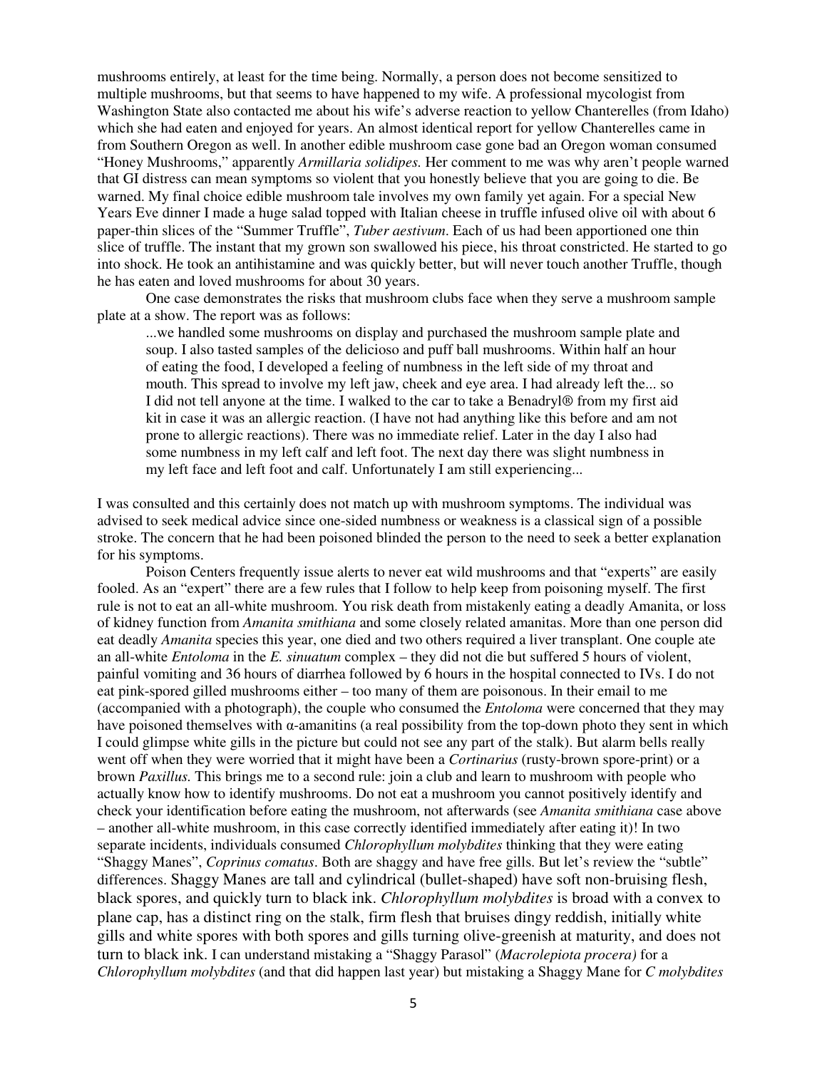mushrooms entirely, at least for the time being. Normally, a person does not become sensitized to multiple mushrooms, but that seems to have happened to my wife. A professional mycologist from Washington State also contacted me about his wife's adverse reaction to yellow Chanterelles (from Idaho) which she had eaten and enjoyed for years. An almost identical report for yellow Chanterelles came in from Southern Oregon as well. In another edible mushroom case gone bad an Oregon woman consumed "Honey Mushrooms," apparently *Armillaria solidipes.* Her comment to me was why aren't people warned that GI distress can mean symptoms so violent that you honestly believe that you are going to die. Be warned. My final choice edible mushroom tale involves my own family yet again. For a special New Years Eve dinner I made a huge salad topped with Italian cheese in truffle infused olive oil with about 6 paper-thin slices of the "Summer Truffle", *Tuber aestivum*. Each of us had been apportioned one thin slice of truffle. The instant that my grown son swallowed his piece, his throat constricted. He started to go into shock. He took an antihistamine and was quickly better, but will never touch another Truffle, though he has eaten and loved mushrooms for about 30 years.

One case demonstrates the risks that mushroom clubs face when they serve a mushroom sample plate at a show. The report was as follows:

> ...we handled some mushrooms on display and purchased the mushroom sample plate and soup. I also tasted samples of the delicioso and puff ball mushrooms. Within half an hour of eating the food, I developed a feeling of numbness in the left side of my throat and mouth. This spread to involve my left jaw, cheek and eye area. I had already left the... so I did not tell anyone at the time. I walked to the car to take a Benadryl® from my first aid kit in case it was an allergic reaction. (I have not had anything like this before and am not prone to allergic reactions). There was no immediate relief. Later in the day I also had some numbness in my left calf and left foot. The next day there was slight numbness in my left face and left foot and calf. Unfortunately I am still experiencing...

I was consulted and this certainly does not match up with mushroom symptoms. The individual was advised to seek medical advice since one-sided numbness or weakness is a classical sign of a possible stroke. The concern that he had been poisoned blinded the person to the need to seek a better explanation for his symptoms.

Poison Centers frequently issue alerts to never eat wild mushrooms and that "experts" are easily fooled. As an "expert" there are a few rules that I follow to help keep from poisoning myself. The first rule is not to eat an all-white mushroom. You risk death from mistakenly eating a deadly Amanita, or loss of kidney function from *Amanita smithiana* and some closely related amanitas. More than one person did eat deadly *Amanita* species this year, one died and two others required a liver transplant. One couple ate an all-white *Entoloma* in the *E. sinuatum* complex – they did not die but suffered 5 hours of violent, painful vomiting and 36 hours of diarrhea followed by 6 hours in the hospital connected to IVs. I do not eat pink-spored gilled mushrooms either – too many of them are poisonous. In their email to me (accompanied with a photograph), the couple who consumed the *Entoloma* were concerned that they may have poisoned themselves with α-amanitins (a real possibility from the top-down photo they sent in which I could glimpse white gills in the picture but could not see any part of the stalk). But alarm bells really went off when they were worried that it might have been a *Cortinarius* (rusty-brown spore-print) or a brown *Paxillus.* This brings me to a second rule: join a club and learn to mushroom with people who actually know how to identify mushrooms. Do not eat a mushroom you cannot positively identify and check your identification before eating the mushroom, not afterwards (see *Amanita smithiana* case above – another all-white mushroom, in this case correctly identified immediately after eating it)! In two separate incidents, individuals consumed *Chlorophyllum molybdites* thinking that they were eating "Shaggy Manes", *Coprinus comatus*. Both are shaggy and have free gills. But let's review the "subtle" differences. Shaggy Manes are tall and cylindrical (bullet-shaped) have soft non-bruising flesh, black spores, and quickly turn to black ink. *Chlorophyllum molybdites* is broad with a convex to plane cap, has a distinct ring on the stalk, firm flesh that bruises dingy reddish, initially white gills and white spores with both spores and gills turning olive-greenish at maturity, and does not turn to black ink. I can understand mistaking a "Shaggy Parasol" (*Macrolepiota procera)* for a *Chlorophyllum molybdites* (and that did happen last year) but mistaking a Shaggy Mane for *C molybdites*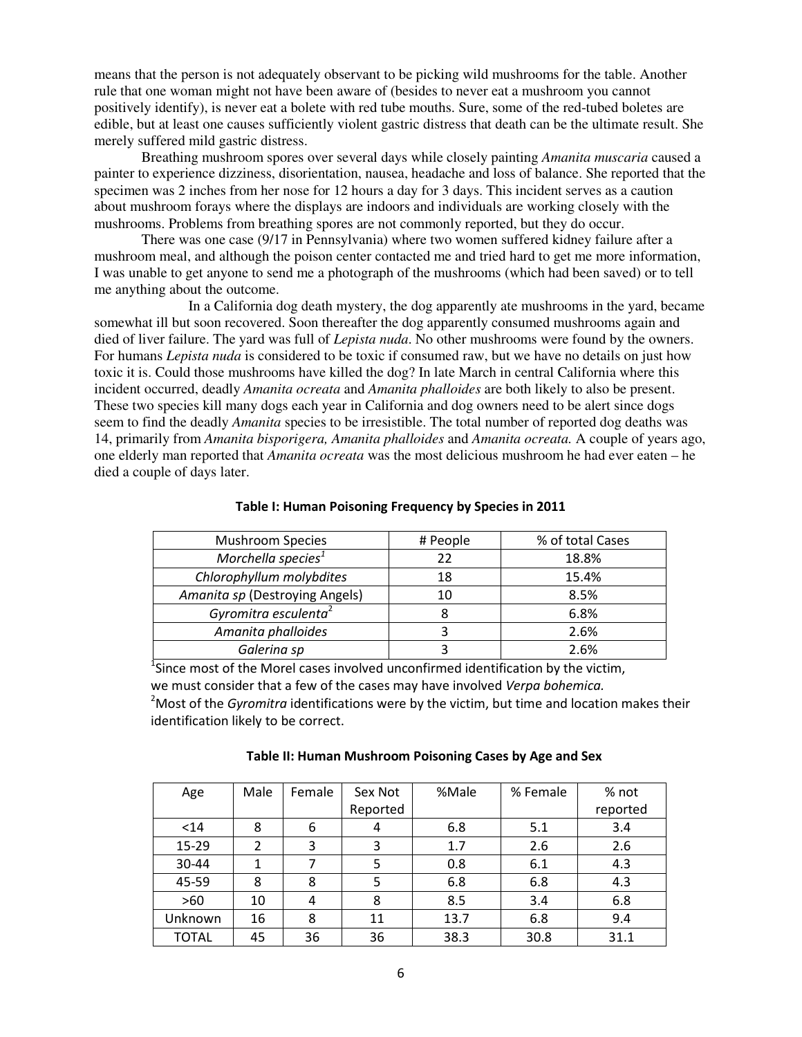means that the person is not adequately observant to be picking wild mushrooms for the table. Another rule that one woman might not have been aware of (besides to never eat a mushroom you cannot positively identify), is never eat a bolete with red tube mouths. Sure, some of the red-tubed boletes are edible, but at least one causes sufficiently violent gastric distress that death can be the ultimate result. She merely suffered mild gastric distress.

Breathing mushroom spores over several days while closely painting *Amanita muscaria* caused a painter to experience dizziness, disorientation, nausea, headache and loss of balance. She reported that the specimen was 2 inches from her nose for 12 hours a day for 3 days. This incident serves as a caution about mushroom forays where the displays are indoors and individuals are working closely with the mushrooms. Problems from breathing spores are not commonly reported, but they do occur.

There was one case (9/17 in Pennsylvania) where two women suffered kidney failure after a mushroom meal, and although the poison center contacted me and tried hard to get me more information, I was unable to get anyone to send me a photograph of the mushrooms (which had been saved) or to tell me anything about the outcome.

In a California dog death mystery, the dog apparently ate mushrooms in the yard, became somewhat ill but soon recovered. Soon thereafter the dog apparently consumed mushrooms again and died of liver failure. The yard was full of *Lepista nuda*. No other mushrooms were found by the owners. For humans *Lepista nuda* is considered to be toxic if consumed raw, but we have no details on just how toxic it is. Could those mushrooms have killed the dog? In late March in central California where this incident occurred, deadly *Amanita ocreata* and *Amanita phalloides* are both likely to also be present. These two species kill many dogs each year in California and dog owners need to be alert since dogs seem to find the deadly *Amanita* species to be irresistible. The total number of reported dog deaths was 14, primarily from *Amanita bisporigera, Amanita phalloides* and *Amanita ocreata.* A couple of years ago, one elderly man reported that *Amanita ocreata* was the most delicious mushroom he had ever eaten – he died a couple of days later.

**Table I: Human Poisoning Frequency by Species in 2011**

| Mushroom Species | # People | % of total Cases |
|---|---|---|
| *Morchella species*[1] | 22 | 18.8% |
| *Chlorophyllum molybdites* | 18 | 15.4% |
| *Amanita sp* (Destroying Angels) | 10 | 8.5% |
| *Gyromitra esculenta*[2] | 8 | 6.8% |
| *Amanita phalloides* | 3 | 2.6% |
| *Galerina sp* | 3 | 2.6% |

[1]Since most of the Morel cases involved unconfirmed identification by the victim, we must consider that a few of the cases may have involved *Verpa bohemica.*

[2]Most of the *Gyromitra* identifications were by the victim, but time and location makes their identification likely to be correct.

**Table II: Human Mushroom Poisoning Cases by Age and Sex**

| Age | Male | Female | Sex Not Reported | %Male | % Female | % not reported |
|---|---|---|---|---|---|---|
| <14 | 8 | 6 | 4 | 6.8 | 5.1 | 3.4 |
| 15-29 | 2 | 3 | 3 | 1.7 | 2.6 | 2.6 |
| 30-44 | 1 | 7 | 5 | 0.8 | 6.1 | 4.3 |
| 45-59 | 8 | 8 | 5 | 6.8 | 6.8 | 4.3 |
| >60 | 10 | 4 | 8 | 8.5 | 3.4 | 6.8 |
| Unknown | 16 | 8 | 11 | 13.7 | 6.8 | 9.4 |
| TOTAL | 45 | 36 | 36 | 38.3 | 30.8 | 31.1 |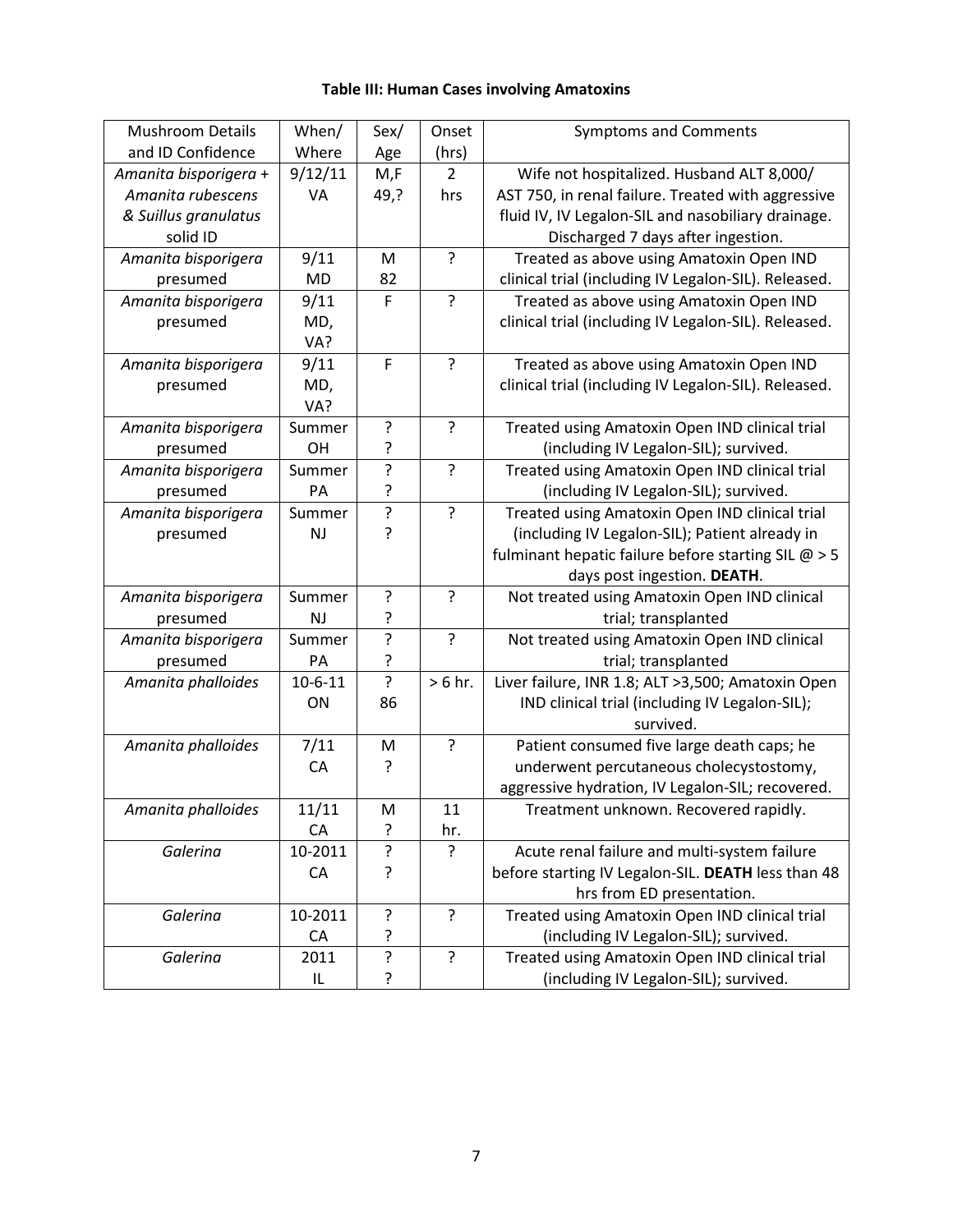**Table III: Human Cases involving Amatoxins**

| Mushroom Details and ID Confidence | When/ Where | Sex/ Age | Onset (hrs) | Symptoms and Comments |
|---|---|---|---|---|
| *Amanita bisporigera* + *Amanita rubescens* & *Suillus granulatus* solid ID | 9/12/11 VA | M,F 49,? | 2 hrs | Wife not hospitalized. Husband ALT 8,000/ AST 750, in renal failure. Treated with aggressive fluid IV, IV Legalon-SIL and nasobiliary drainage. Discharged 7 days after ingestion. |
| *Amanita bisporigera* presumed | 9/11 MD | M 82 | ? | Treated as above using Amatoxin Open IND clinical trial (including IV Legalon-SIL). Released. |
| *Amanita bisporigera* presumed | 9/11 MD, VA? | F | ? | Treated as above using Amatoxin Open IND clinical trial (including IV Legalon-SIL). Released. |
| *Amanita bisporigera* presumed | 9/11 MD, VA? | F | ? | Treated as above using Amatoxin Open IND clinical trial (including IV Legalon-SIL). Released. |
| *Amanita bisporigera* presumed | Summer OH | ? ? | ? | Treated using Amatoxin Open IND clinical trial (including IV Legalon-SIL); survived. |
| *Amanita bisporigera* presumed | Summer PA | ? ? | ? | Treated using Amatoxin Open IND clinical trial (including IV Legalon-SIL); survived. |
| *Amanita bisporigera* presumed | Summer NJ | ? ? | ? | Treated using Amatoxin Open IND clinical trial (including IV Legalon-SIL); Patient already in fulminant hepatic failure before starting SIL @ > 5 days post ingestion. **DEATH**. |
| *Amanita bisporigera* presumed | Summer NJ | ? ? | ? | Not treated using Amatoxin Open IND clinical trial; transplanted |
| *Amanita bisporigera* presumed | Summer PA | ? ? | ? | Not treated using Amatoxin Open IND clinical trial; transplanted |
| *Amanita phalloides* | 10-6-11 ON | ? 86 | > 6 hr. | Liver failure, INR 1.8; ALT >3,500; Amatoxin Open IND clinical trial (including IV Legalon-SIL); survived. |
| *Amanita phalloides* | 7/11 CA | M ? | ? | Patient consumed five large death caps; he underwent percutaneous cholecystostomy, aggressive hydration, IV Legalon-SIL; recovered. |
| *Amanita phalloides* | 11/11 CA | M ? | 11 hr. | Treatment unknown. Recovered rapidly. |
| *Galerina* | 10-2011 CA | ? ? | ? | Acute renal failure and multi-system failure before starting IV Legalon-SIL. **DEATH** less than 48 hrs from ED presentation. |
| *Galerina* | 10-2011 CA | ? ? | ? | Treated using Amatoxin Open IND clinical trial (including IV Legalon-SIL); survived. |
| *Galerina* | 2011 IL | ? ? | ? | Treated using Amatoxin Open IND clinical trial (including IV Legalon-SIL); survived. |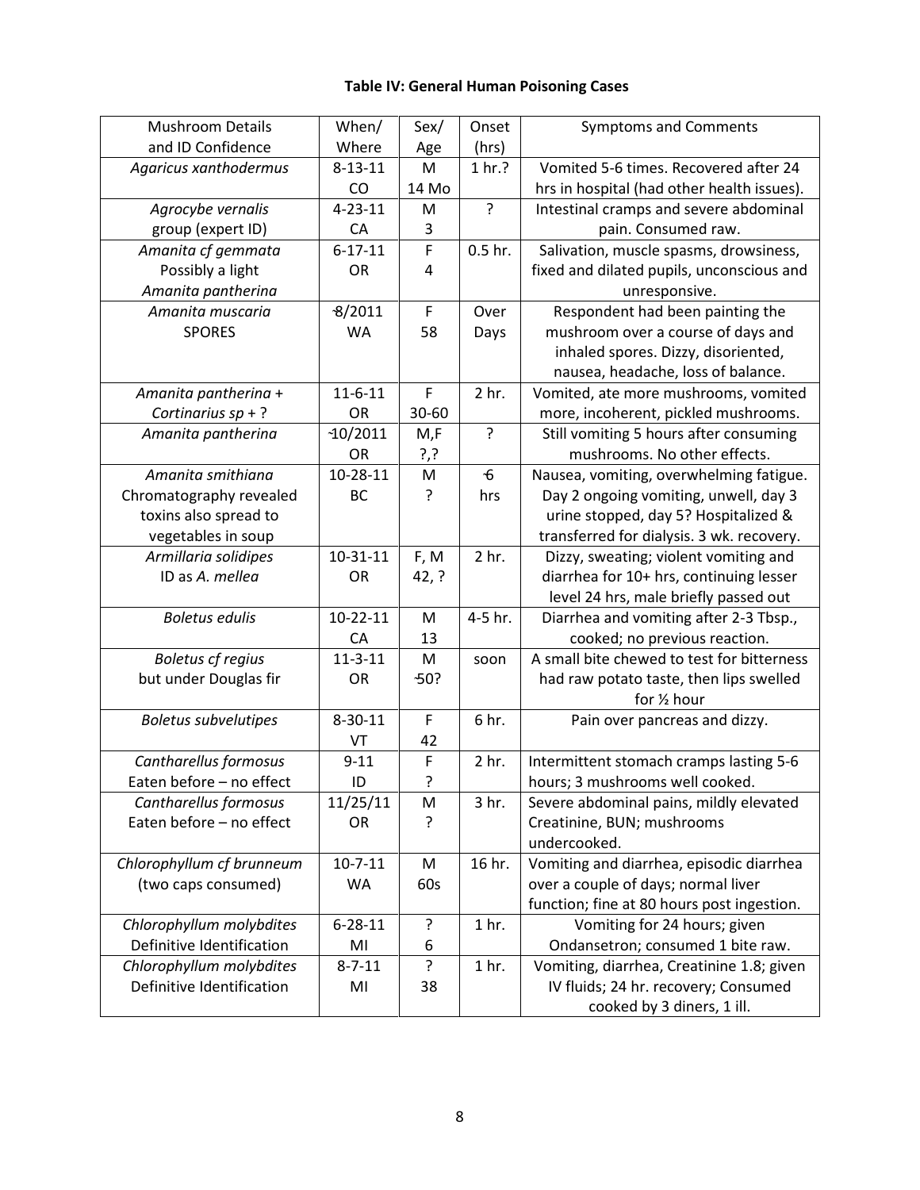**Table IV: General Human Poisoning Cases**

| Mushroom Details and ID Confidence | When/ Where | Sex/ Age | Onset (hrs) | Symptoms and Comments |
|---|---|---|---|---|
| *Agaricus xanthodermus* | 8-13-11 CO | M 14 Mo | 1 hr.? | Vomited 5-6 times. Recovered after 24 hrs in hospital (had other health issues). |
| *Agrocybe vernalis* group (expert ID) | 4-23-11 CA | M 3 | ? | Intestinal cramps and severe abdominal pain. Consumed raw. |
| *Amanita cf gemmata* Possibly a light *Amanita pantherina* | 6-17-11 OR | F 4 | 0.5 hr. | Salivation, muscle spasms, drowsiness, fixed and dilated pupils, unconscious and unresponsive. |
| *Amanita muscaria* SPORES | ~8/2011 WA | F 58 | Over Days | Respondent had been painting the mushroom over a course of days and inhaled spores. Dizzy, disoriented, nausea, headache, loss of balance. |
| *Amanita pantherina* + *Cortinarius sp* + ? | 11-6-11 OR | F 30-60 | 2 hr. | Vomited, ate more mushrooms, vomited more, incoherent, pickled mushrooms. |
| *Amanita pantherina* | ~10/2011 OR | M,F ?,? | ? | Still vomiting 5 hours after consuming mushrooms. No other effects. |
| *Amanita smithiana* Chromatography revealed toxins also spread to vegetables in soup | 10-28-11 BC | M ? | ~6 hrs | Nausea, vomiting, overwhelming fatigue. Day 2 ongoing vomiting, unwell, day 3 urine stopped, day 5? Hospitalized & transferred for dialysis. 3 wk. recovery. |
| *Armillaria solidipes* ID as *A. mellea* | 10-31-11 OR | F, M 42, ? | 2 hr. | Dizzy, sweating; violent vomiting and diarrhea for 10+ hrs, continuing lesser level 24 hrs, male briefly passed out |
| *Boletus edulis* | 10-22-11 CA | M 13 | 4-5 hr. | Diarrhea and vomiting after 2-3 Tbsp., cooked; no previous reaction. |
| *Boletus cf regius* but under Douglas fir | 11-3-11 OR | M ~50? | soon | A small bite chewed to test for bitterness had raw potato taste, then lips swelled for ½ hour |
| *Boletus subvelutipes* | 8-30-11 VT | F 42 | 6 hr. | Pain over pancreas and dizzy. |
| *Cantharellus formosus* Eaten before – no effect | 9-11 ID | F ? | 2 hr. | Intermittent stomach cramps lasting 5-6 hours; 3 mushrooms well cooked. |
| *Cantharellus formosus* Eaten before – no effect | 11/25/11 OR | M ? | 3 hr. | Severe abdominal pains, mildly elevated Creatinine, BUN; mushrooms undercooked. |
| *Chlorophyllum cf brunneum* (two caps consumed) | 10-7-11 WA | M 60s | 16 hr. | Vomiting and diarrhea, episodic diarrhea over a couple of days; normal liver function; fine at 80 hours post ingestion. |
| *Chlorophyllum molybdites* Definitive Identification | 6-28-11 MI | ? 6 | 1 hr. | Vomiting for 24 hours; given Ondansetron; consumed 1 bite raw. |
| *Chlorophyllum molybdites* Definitive Identification | 8-7-11 MI | ? 38 | 1 hr. | Vomiting, diarrhea, Creatinine 1.8; given IV fluids; 24 hr. recovery; Consumed cooked by 3 diners, 1 ill. |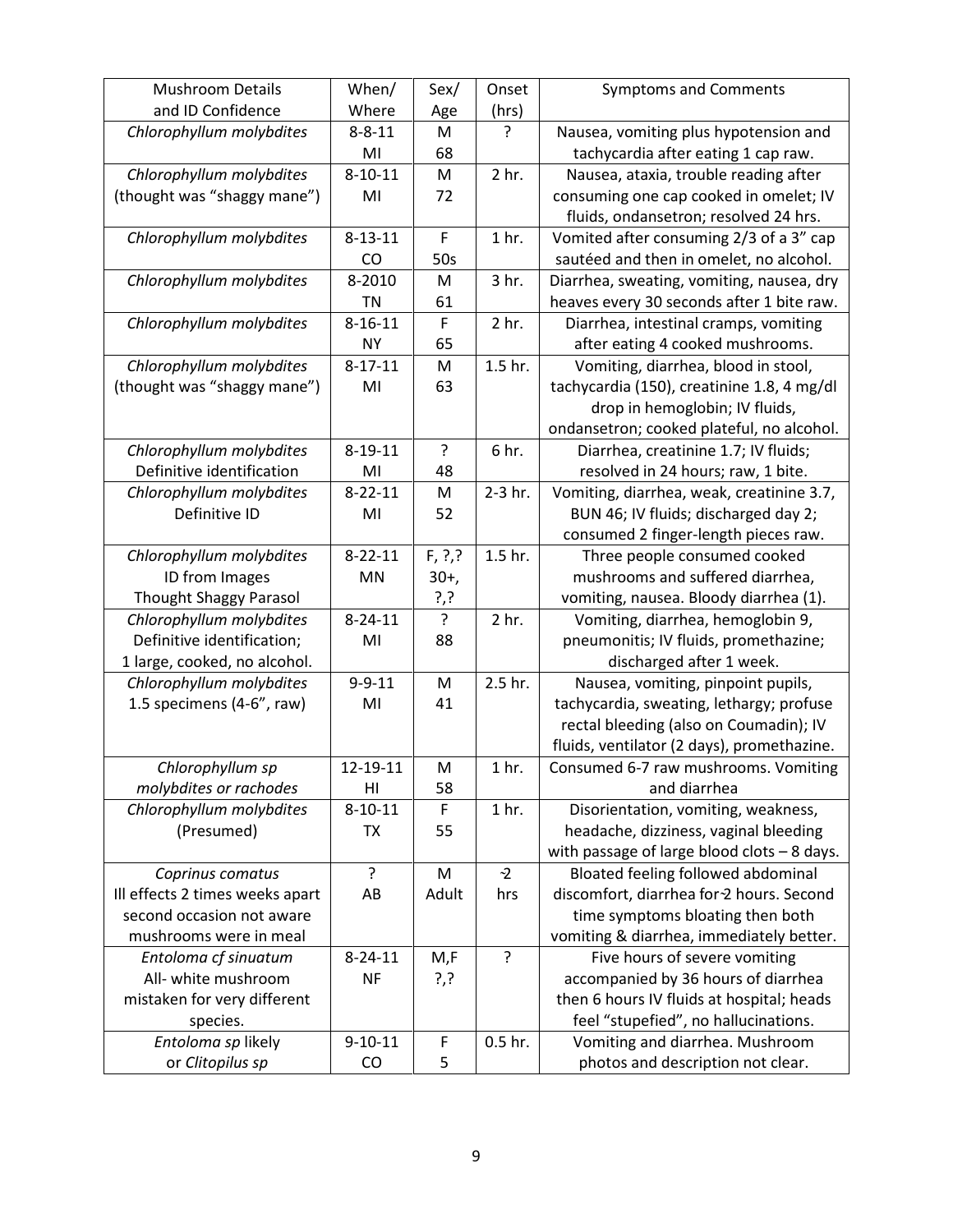| Mushroom Details and ID Confidence | When/ Where | Sex/ Age | Onset (hrs) | Symptoms and Comments |
|---|---|---|---|---|
| *Chlorophyllum molybdites* | 8-8-11 MI | M 68 | ? | Nausea, vomiting plus hypotension and tachycardia after eating 1 cap raw. |
| *Chlorophyllum molybdites* (thought was "shaggy mane") | 8-10-11 MI | M 72 | 2 hr. | Nausea, ataxia, trouble reading after consuming one cap cooked in omelet; IV fluids, ondansetron; resolved 24 hrs. |
| *Chlorophyllum molybdites* | 8-13-11 CO | F 50s | 1 hr. | Vomited after consuming 2/3 of a 3" cap sautéed and then in omelet, no alcohol. |
| *Chlorophyllum molybdites* | 8-2010 TN | M 61 | 3 hr. | Diarrhea, sweating, vomiting, nausea, dry heaves every 30 seconds after 1 bite raw. |
| *Chlorophyllum molybdites* | 8-16-11 NY | F 65 | 2 hr. | Diarrhea, intestinal cramps, vomiting after eating 4 cooked mushrooms. |
| *Chlorophyllum molybdites* (thought was "shaggy mane") | 8-17-11 MI | M 63 | 1.5 hr. | Vomiting, diarrhea, blood in stool, tachycardia (150), creatinine 1.8, 4 mg/dl drop in hemoglobin; IV fluids, ondansetron; cooked plateful, no alcohol. |
| *Chlorophyllum molybdites* Definitive identification | 8-19-11 MI | ? 48 | 6 hr. | Diarrhea, creatinine 1.7; IV fluids; resolved in 24 hours; raw, 1 bite. |
| *Chlorophyllum molybdites* Definitive ID | 8-22-11 MI | M 52 | 2-3 hr. | Vomiting, diarrhea, weak, creatinine 3.7, BUN 46; IV fluids; discharged day 2; consumed 2 finger-length pieces raw. |
| *Chlorophyllum molybdites* ID from Images Thought Shaggy Parasol | 8-22-11 MN | F, ?,? 30+, ?,? | 1.5 hr. | Three people consumed cooked mushrooms and suffered diarrhea, vomiting, nausea. Bloody diarrhea (1). |
| *Chlorophyllum molybdites* Definitive identification; 1 large, cooked, no alcohol. | 8-24-11 MI | ? 88 | 2 hr. | Vomiting, diarrhea, hemoglobin 9, pneumonitis; IV fluids, promethazine; discharged after 1 week. |
| *Chlorophyllum molybdites* 1.5 specimens (4-6", raw) | 9-9-11 MI | M 41 | 2.5 hr. | Nausea, vomiting, pinpoint pupils, tachycardia, sweating, lethargy; profuse rectal bleeding (also on Coumadin); IV fluids, ventilator (2 days), promethazine. |
| *Chlorophyllum sp molybdites or rachodes* | 12-19-11 HI | M 58 | 1 hr. | Consumed 6-7 raw mushrooms. Vomiting and diarrhea |
| *Chlorophyllum molybdites* (Presumed) | 8-10-11 TX | F 55 | 1 hr. | Disorientation, vomiting, weakness, headache, dizziness, vaginal bleeding with passage of large blood clots – 8 days. |
| *Coprinus comatus* Ill effects 2 times weeks apart second occasion not aware mushrooms were in meal | ? AB | M Adult | ~2 hrs | Bloated feeling followed abdominal discomfort, diarrhea for ~2 hours. Second time symptoms bloating then both vomiting & diarrhea, immediately better. |
| *Entoloma cf sinuatum* All- white mushroom mistaken for very different species. | 8-24-11 NF | M,F ?,? | ? | Five hours of severe vomiting accompanied by 36 hours of diarrhea then 6 hours IV fluids at hospital; heads feel "stupefied", no hallucinations. |
| *Entoloma sp* likely or *Clitopilus sp* | 9-10-11 CO | F 5 | 0.5 hr. | Vomiting and diarrhea. Mushroom photos and description not clear. |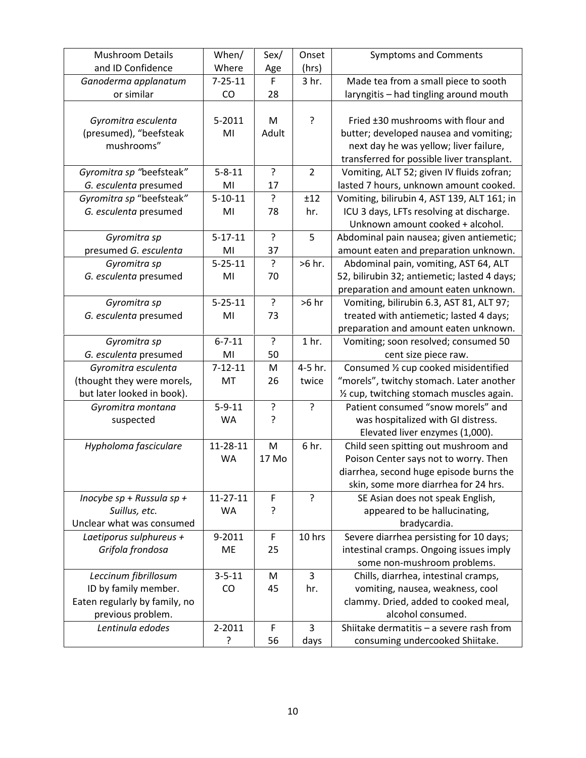| Mushroom Details and ID Confidence | When/ Where | Sex/ Age | Onset (hrs) | Symptoms and Comments |
|---|---|---|---|---|
| *Ganoderma applanatum* or similar | 7-25-11 CO | F 28 | 3 hr. | Made tea from a small piece to sooth laryngitis – had tingling around mouth |
| *Gyromitra esculenta* (presumed), "beefsteak mushrooms" | 5-2011 MI | M Adult | ? | Fried ±30 mushrooms with flour and butter; developed nausea and vomiting; next day he was yellow; liver failure, transferred for possible liver transplant. |
| *Gyromitra sp "*beefsteak*"* *G. esculenta* presumed | 5-8-11 MI | ? 17 | 2 | Vomiting, ALT 52; given IV fluids zofran; lasted 7 hours, unknown amount cooked. |
| *Gyromitra sp* "beefsteak*"* *G. esculenta* presumed | 5-10-11 MI | ? 78 | ±12 hr. | Vomiting, bilirubin 4, AST 139, ALT 161; in ICU 3 days, LFTs resolving at discharge. Unknown amount cooked + alcohol. |
| *Gyromitra sp* presumed *G. esculenta* | 5-17-11 MI | ? 37 | 5 | Abdominal pain nausea; given antiemetic; amount eaten and preparation unknown. |
| *Gyromitra sp* *G. esculenta* presumed | 5-25-11 MI | ? 70 | >6 hr. | Abdominal pain, vomiting, AST 64, ALT 52, bilirubin 32; antiemetic; lasted 4 days; preparation and amount eaten unknown. |
| *Gyromitra sp* *G. esculenta* presumed | 5-25-11 MI | ? 73 | >6 hr | Vomiting, bilirubin 6.3, AST 81, ALT 97; treated with antiemetic; lasted 4 days; preparation and amount eaten unknown. |
| *Gyromitra sp* *G. esculenta* presumed | 6-7-11 MI | ? 50 | 1 hr. | Vomiting; soon resolved; consumed 50 cent size piece raw. |
| *Gyromitra esculenta* (thought they were morels, but later looked in book). | 7-12-11 MT | M 26 | 4-5 hr. twice | Consumed ½ cup cooked misidentified "morels", twitchy stomach. Later another ½ cup, twitching stomach muscles again. |
| *Gyromitra montana* suspected | 5-9-11 WA | ? ? | ? | Patient consumed "snow morels" and was hospitalized with GI distress. Elevated liver enzymes (1,000). |
| *Hypholoma fasciculare* | 11-28-11 WA | M 17 Mo | 6 hr. | Child seen spitting out mushroom and Poison Center says not to worry. Then diarrhea, second huge episode burns the skin, some more diarrhea for 24 hrs. |
| *Inocybe sp + Russula sp + Suillus, etc.* Unclear what was consumed | 11-27-11 WA | F ? | ? | SE Asian does not speak English, appeared to be hallucinating, bradycardia. |
| *Laetiporus sulphureus + Grifola frondosa* | 9-2011 ME | F 25 | 10 hrs | Severe diarrhea persisting for 10 days; intestinal cramps. Ongoing issues imply some non-mushroom problems. |
| *Leccinum fibrillosum* ID by family member. Eaten regularly by family, no previous problem. | 3-5-11 CO | M 45 | 3 hr. | Chills, diarrhea, intestinal cramps, vomiting, nausea, weakness, cool clammy. Dried, added to cooked meal, alcohol consumed. |
| *Lentinula edodes* | 2-2011 ? | F 56 | 3 days | Shiitake dermatitis – a severe rash from consuming undercooked Shiitake. |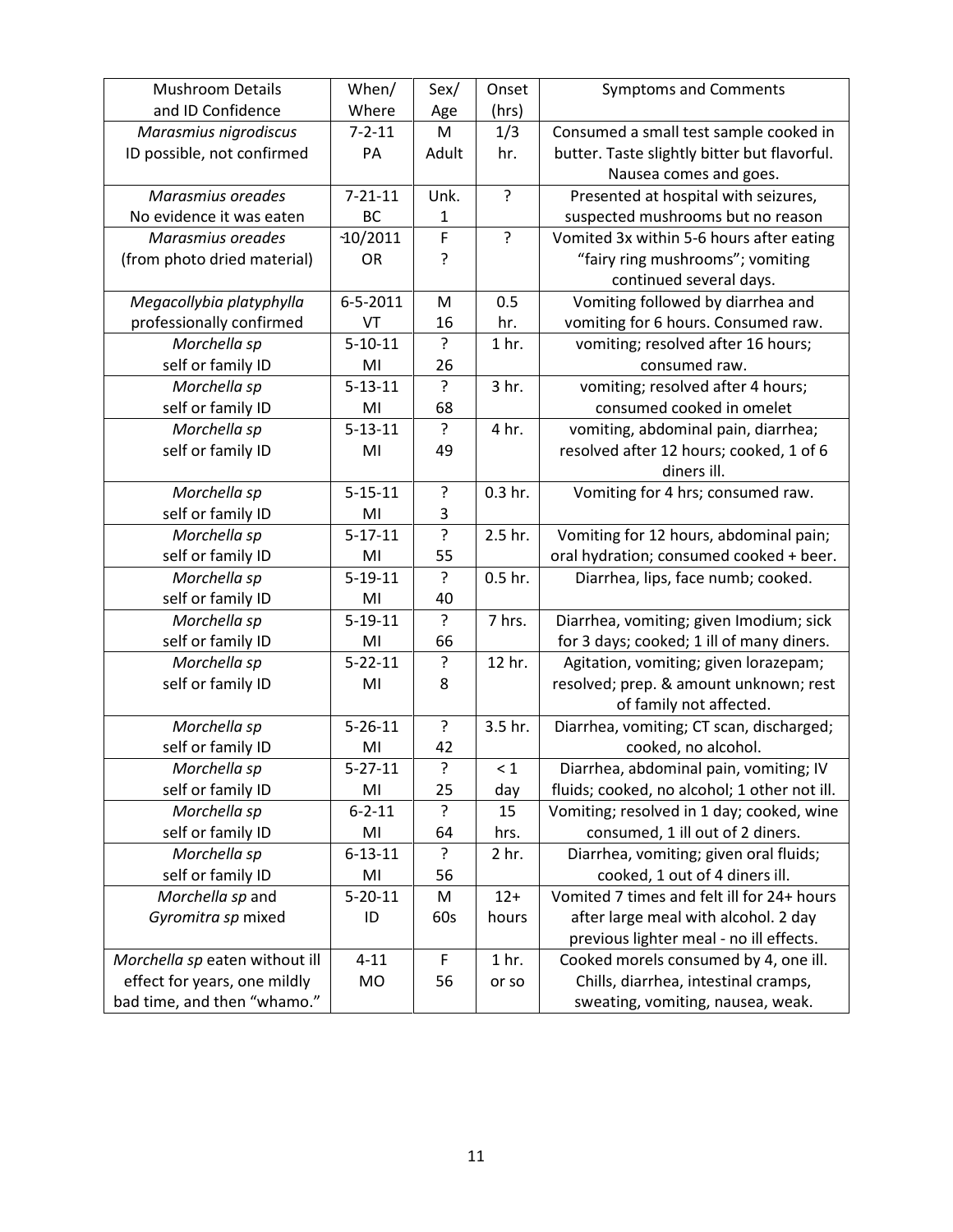| Mushroom Details and ID Confidence | When/ Where | Sex/ Age | Onset (hrs) | Symptoms and Comments |
| --- | --- | --- | --- | --- |
| *Marasmius nigrodiscus* ID possible, not confirmed | 7-2-11 PA | M Adult | 1/3 hr. | Consumed a small test sample cooked in butter. Taste slightly bitter but flavorful. Nausea comes and goes. |
| *Marasmius oreades* No evidence it was eaten | 7-21-11 BC | Unk. 1 | ? | Presented at hospital with seizures, suspected mushrooms but no reason |
| *Marasmius oreades* (from photo dried material) | ~10/2011 OR | F ? | ? | Vomited 3x within 5-6 hours after eating "fairy ring mushrooms"; vomiting continued several days. |
| *Megacollybia platyphylla* professionally confirmed | 6-5-2011 VT | M 16 | 0.5 hr. | Vomiting followed by diarrhea and vomiting for 6 hours. Consumed raw. |
| *Morchella sp* self or family ID | 5-10-11 MI | ? 26 | 1 hr. | vomiting; resolved after 16 hours; consumed raw. |
| *Morchella sp* self or family ID | 5-13-11 MI | ? 68 | 3 hr. | vomiting; resolved after 4 hours; consumed cooked in omelet |
| *Morchella sp* self or family ID | 5-13-11 MI | ? 49 | 4 hr. | vomiting, abdominal pain, diarrhea; resolved after 12 hours; cooked, 1 of 6 diners ill. |
| *Morchella sp* self or family ID | 5-15-11 MI | ? 3 | 0.3 hr. | Vomiting for 4 hrs; consumed raw. |
| *Morchella sp* self or family ID | 5-17-11 MI | ? 55 | 2.5 hr. | Vomiting for 12 hours, abdominal pain; oral hydration; consumed cooked + beer. |
| *Morchella sp* self or family ID | 5-19-11 MI | ? 40 | 0.5 hr. | Diarrhea, lips, face numb; cooked. |
| *Morchella sp* self or family ID | 5-19-11 MI | ? 66 | 7 hrs. | Diarrhea, vomiting; given Imodium; sick for 3 days; cooked; 1 ill of many diners. |
| *Morchella sp* self or family ID | 5-22-11 MI | ? 8 | 12 hr. | Agitation, vomiting; given lorazepam; resolved; prep. & amount unknown; rest of family not affected. |
| *Morchella sp* self or family ID | 5-26-11 MI | ? 42 | 3.5 hr. | Diarrhea, vomiting; CT scan, discharged; cooked, no alcohol. |
| *Morchella sp* self or family ID | 5-27-11 MI | ? 25 | < 1 day | Diarrhea, abdominal pain, vomiting; IV fluids; cooked, no alcohol; 1 other not ill. |
| *Morchella sp* self or family ID | 6-2-11 MI | ? 64 | 15 hrs. | Vomiting; resolved in 1 day; cooked, wine consumed, 1 ill out of 2 diners. |
| *Morchella sp* self or family ID | 6-13-11 MI | ? 56 | 2 hr. | Diarrhea, vomiting; given oral fluids; cooked, 1 out of 4 diners ill. |
| *Morchella sp* and *Gyromitra sp* mixed | 5-20-11 ID | M 60s | 12+ hours | Vomited 7 times and felt ill for 24+ hours after large meal with alcohol. 2 day previous lighter meal - no ill effects. |
| *Morchella sp* eaten without ill effect for years, one mildly bad time, and then "whamo." | 4-11 MO | F 56 | 1 hr. or so | Cooked morels consumed by 4, one ill. Chills, diarrhea, intestinal cramps, sweating, vomiting, nausea, weak. |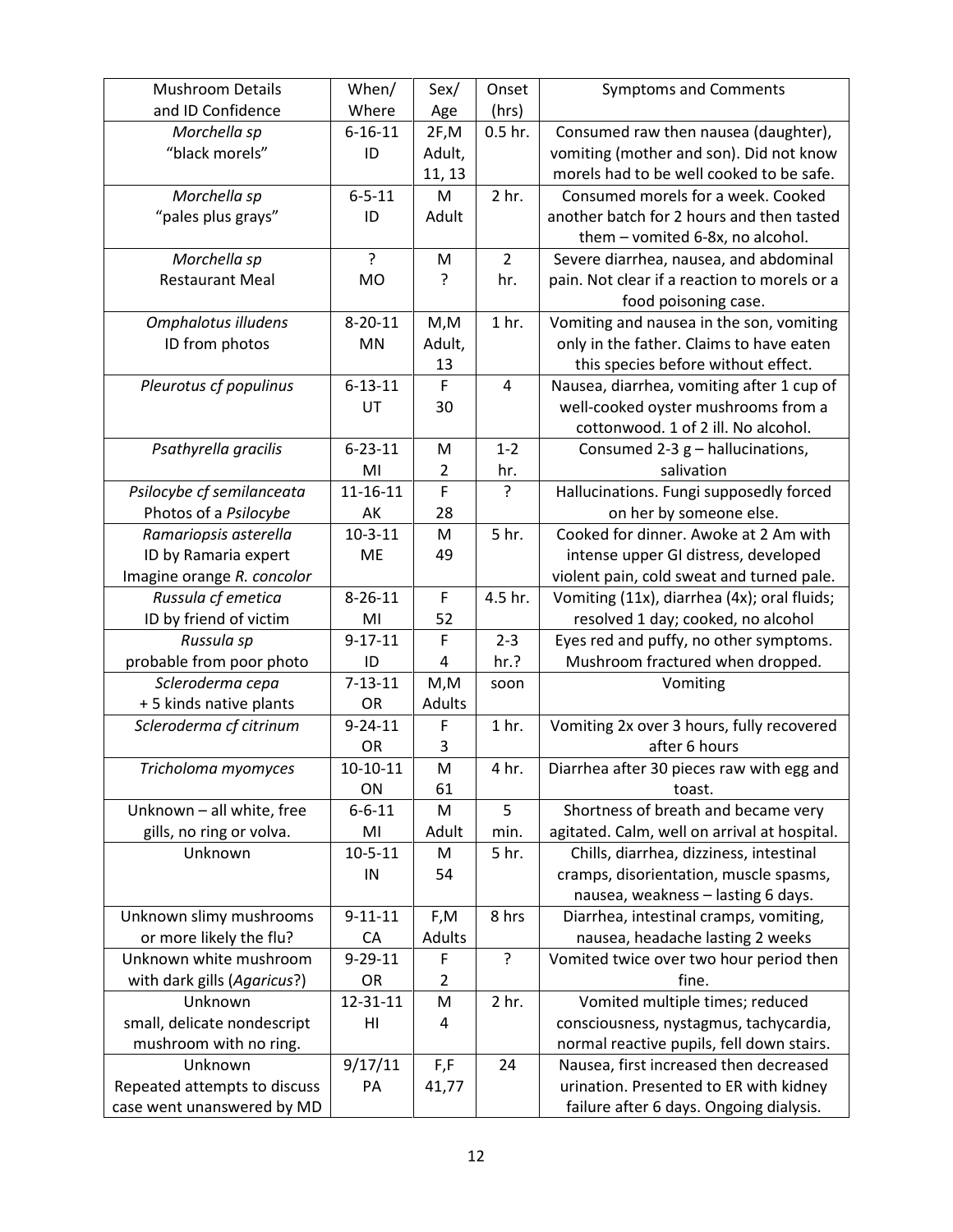| Mushroom Details and ID Confidence | When/ Where | Sex/ Age | Onset (hrs) | Symptoms and Comments |
|---|---|---|---|---|
| *Morchella sp* "black morels" | 6-16-11 ID | 2F,M Adult, 11, 13 | 0.5 hr. | Consumed raw then nausea (daughter), vomiting (mother and son). Did not know morels had to be well cooked to be safe. |
| *Morchella sp* "pales plus grays" | 6-5-11 ID | M Adult | 2 hr. | Consumed morels for a week. Cooked another batch for 2 hours and then tasted them – vomited 6-8x, no alcohol. |
| *Morchella sp* Restaurant Meal | ? MO | M ? | 2 hr. | Severe diarrhea, nausea, and abdominal pain. Not clear if a reaction to morels or a food poisoning case. |
| *Omphalotus illudens* ID from photos | 8-20-11 MN | M,M Adult, 13 | 1 hr. | Vomiting and nausea in the son, vomiting only in the father. Claims to have eaten this species before without effect. |
| *Pleurotus cf populinus* | 6-13-11 UT | F 30 | 4 | Nausea, diarrhea, vomiting after 1 cup of well-cooked oyster mushrooms from a cottonwood. 1 of 2 ill. No alcohol. |
| *Psathyrella gracilis* | 6-23-11 MI | M 2 | 1-2 hr. | Consumed 2-3 g – hallucinations, salivation |
| *Psilocybe cf semilanceata* Photos of a *Psilocybe* | 11-16-11 AK | F 28 | ? | Hallucinations. Fungi supposedly forced on her by someone else. |
| *Ramariopsis asterella* ID by Ramaria expert Imagine orange *R. concolor* | 10-3-11 ME | M 49 | 5 hr. | Cooked for dinner. Awoke at 2 Am with intense upper GI distress, developed violent pain, cold sweat and turned pale. |
| *Russula cf emetica* ID by friend of victim | 8-26-11 MI | F 52 | 4.5 hr. | Vomiting (11x), diarrhea (4x); oral fluids; resolved 1 day; cooked, no alcohol |
| *Russula sp* probable from poor photo | 9-17-11 ID | F 4 | 2-3 hr.? | Eyes red and puffy, no other symptoms. Mushroom fractured when dropped. |
| *Scleroderma cepa* + 5 kinds native plants | 7-13-11 OR | M,M Adults | soon | Vomiting |
| *Scleroderma cf citrinum* | 9-24-11 OR | F 3 | 1 hr. | Vomiting 2x over 3 hours, fully recovered after 6 hours |
| *Tricholoma myomyces* | 10-10-11 ON | M 61 | 4 hr. | Diarrhea after 30 pieces raw with egg and toast. |
| Unknown – all white, free gills, no ring or volva. | 6-6-11 MI | M Adult | 5 min. | Shortness of breath and became very agitated. Calm, well on arrival at hospital. |
| Unknown | 10-5-11 IN | M 54 | 5 hr. | Chills, diarrhea, dizziness, intestinal cramps, disorientation, muscle spasms, nausea, weakness – lasting 6 days. |
| Unknown slimy mushrooms or more likely the flu? | 9-11-11 CA | F,M Adults | 8 hrs | Diarrhea, intestinal cramps, vomiting, nausea, headache lasting 2 weeks |
| Unknown white mushroom with dark gills (*Agaricus*?) | 9-29-11 OR | F 2 | ? | Vomited twice over two hour period then fine. |
| Unknown small, delicate nondescript mushroom with no ring. | 12-31-11 HI | M 4 | 2 hr. | Vomited multiple times; reduced consciousness, nystagmus, tachycardia, normal reactive pupils, fell down stairs. |
| Unknown Repeated attempts to discuss case went unanswered by MD | 9/17/11 PA | F,F 41,77 | 24 | Nausea, first increased then decreased urination. Presented to ER with kidney failure after 6 days. Ongoing dialysis. |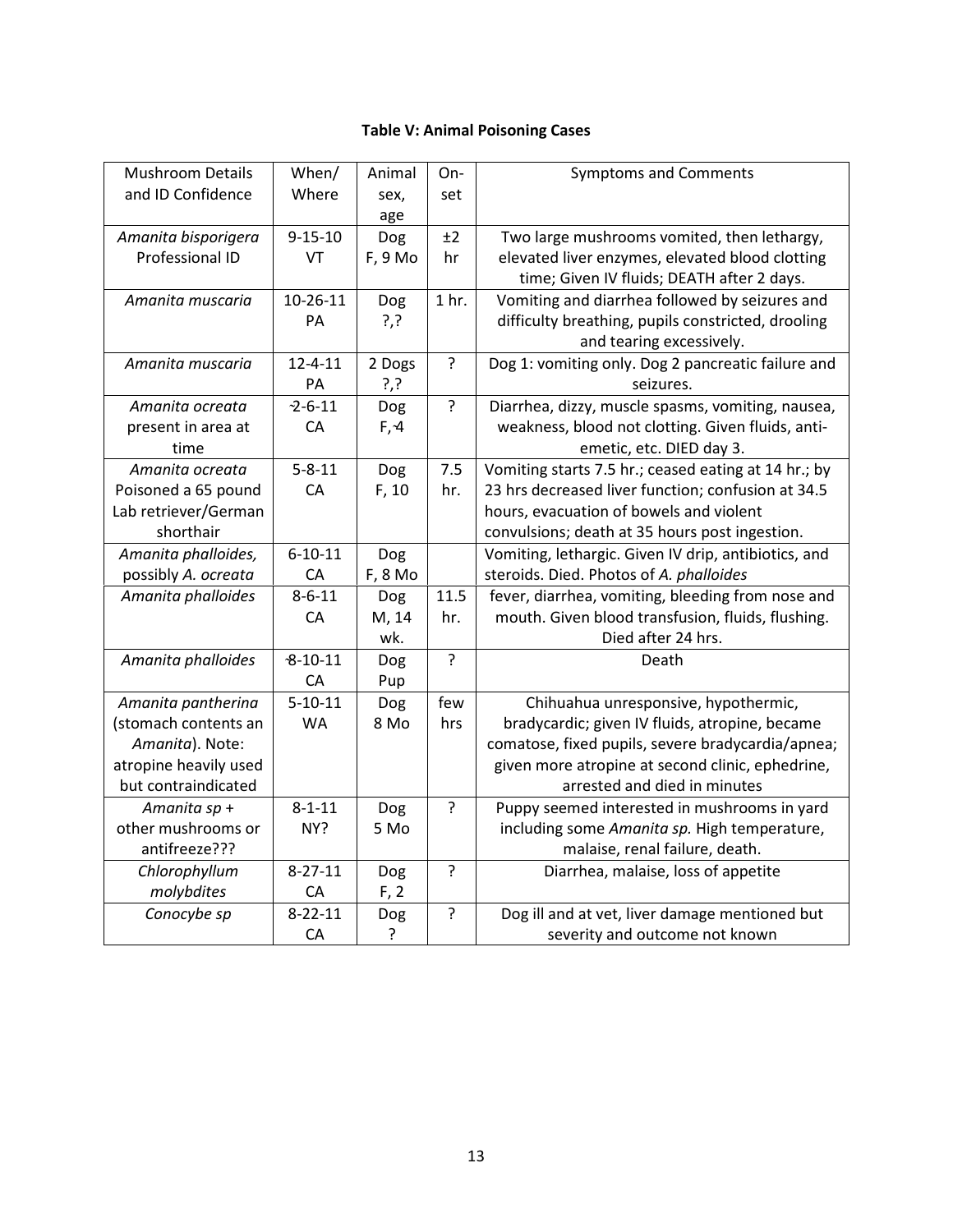**Table V: Animal Poisoning Cases**

| Mushroom Details and ID Confidence | When/ Where | Animal sex, age | On-set | Symptoms and Comments |
|---|---|---|---|---|
| *Amanita bisporigera* Professional ID | 9-15-10 VT | Dog F, 9 Mo | ±2 hr | Two large mushrooms vomited, then lethargy, elevated liver enzymes, elevated blood clotting time; Given IV fluids; DEATH after 2 days. |
| *Amanita muscaria* | 10-26-11 PA | Dog ?,? | 1 hr. | Vomiting and diarrhea followed by seizures and difficulty breathing, pupils constricted, drooling and tearing excessively. |
| *Amanita muscaria* | 12-4-11 PA | 2 Dogs ?,? | ? | Dog 1: vomiting only. Dog 2 pancreatic failure and seizures. |
| *Amanita ocreata* present in area at time | ~2-6-11 CA | Dog F,~4 | ? | Diarrhea, dizzy, muscle spasms, vomiting, nausea, weakness, blood not clotting. Given fluids, anti-emetic, etc. DIED day 3. |
| *Amanita ocreata* Poisoned a 65 pound Lab retriever/German shorthair | 5-8-11 CA | Dog F, 10 | 7.5 hr. | Vomiting starts 7.5 hr.; ceased eating at 14 hr.; by 23 hrs decreased liver function; confusion at 34.5 hours, evacuation of bowels and violent convulsions; death at 35 hours post ingestion. |
| *Amanita phalloides*, possibly *A. ocreata* | 6-10-11 CA | Dog F, 8 Mo | | Vomiting, lethargic. Given IV drip, antibiotics, and steroids. Died. Photos of *A. phalloides* |
| *Amanita phalloides* | 8-6-11 CA | Dog M, 14 wk. | 11.5 hr. | fever, diarrhea, vomiting, bleeding from nose and mouth. Given blood transfusion, fluids, flushing. Died after 24 hrs. |
| *Amanita phalloides* | ~8-10-11 CA | Dog Pup | ? | Death |
| *Amanita pantherina* (stomach contents an *Amanita*). Note: atropine heavily used but contraindicated | 5-10-11 WA | Dog 8 Mo | few hrs | Chihuahua unresponsive, hypothermic, bradycardic; given IV fluids, atropine, became comatose, fixed pupils, severe bradycardia/apnea; given more atropine at second clinic, ephedrine, arrested and died in minutes |
| *Amanita sp* + other mushrooms or antifreeze??? | 8-1-11 NY? | Dog 5 Mo | ? | Puppy seemed interested in mushrooms in yard including some *Amanita sp.* High temperature, malaise, renal failure, death. |
| *Chlorophyllum molybdites* | 8-27-11 CA | Dog F, 2 | ? | Diarrhea, malaise, loss of appetite |
| *Conocybe sp* | 8-22-11 CA | Dog ? | ? | Dog ill and at vet, liver damage mentioned but severity and outcome not known |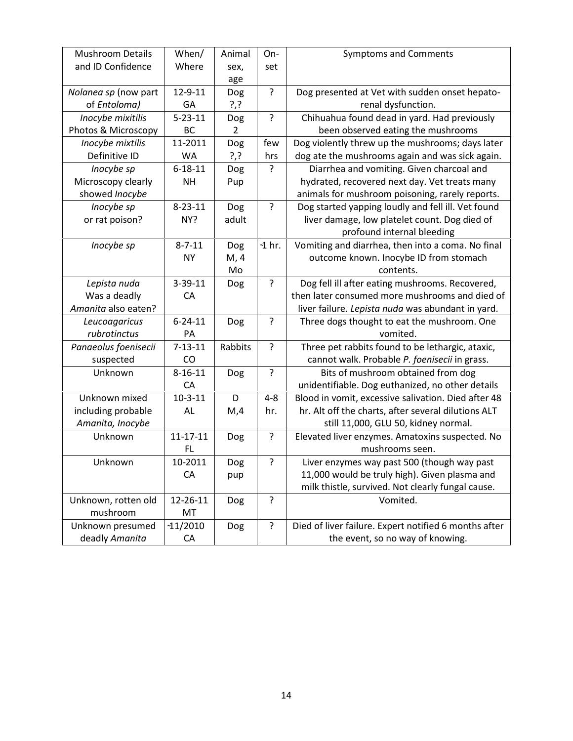| Mushroom Details and ID Confidence | When/ Where | Animal sex, age | On-set | Symptoms and Comments |
|---|---|---|---|---|
| *Nolanea sp* (now part of *Entoloma)* | 12-9-11 GA | Dog ?,? | ? | Dog presented at Vet with sudden onset hepato-renal dysfunction. |
| *Inocybe mixitilis* Photos & Microscopy | 5-23-11 BC | Dog 2 | ? | Chihuahua found dead in yard. Had previously been observed eating the mushrooms |
| *Inocybe mixtilis* Definitive ID | 11-2011 WA | Dog ?,? | few hrs | Dog violently threw up the mushrooms; days later dog ate the mushrooms again and was sick again. |
| *Inocybe sp* Microscopy clearly showed *Inocybe* | 6-18-11 NH | Dog Pup | ? | Diarrhea and vomiting. Given charcoal and hydrated, recovered next day. Vet treats many animals for mushroom poisoning, rarely reports. |
| *Inocybe sp* or rat poison? | 8-23-11 NY? | Dog adult | ? | Dog started yapping loudly and fell ill. Vet found liver damage, low platelet count. Dog died of profound internal bleeding |
| *Inocybe sp* | 8-7-11 NY | Dog M, 4 Mo | ~1 hr. | Vomiting and diarrhea, then into a coma. No final outcome known. Inocybe ID from stomach contents. |
| *Lepista nuda* Was a deadly *Amanita* also eaten? | 3-39-11 CA | Dog | ? | Dog fell ill after eating mushrooms. Recovered, then later consumed more mushrooms and died of liver failure. *Lepista nuda* was abundant in yard. |
| *Leucoagaricus rubrotinctus* | 6-24-11 PA | Dog | ? | Three dogs thought to eat the mushroom. One vomited. |
| *Panaeolus foenisecii* suspected | 7-13-11 CO | Rabbits | ? | Three pet rabbits found to be lethargic, ataxic, cannot walk. Probable *P. foenisecii* in grass. |
| Unknown | 8-16-11 CA | Dog | ? | Bits of mushroom obtained from dog unidentifiable. Dog euthanized, no other details |
| Unknown mixed including probable *Amanita, Inocybe* | 10-3-11 AL | D M,4 | 4-8 hr. | Blood in vomit, excessive salivation. Died after 48 hr. Alt off the charts, after several dilutions ALT still 11,000, GLU 50, kidney normal. |
| Unknown | 11-17-11 FL | Dog | ? | Elevated liver enzymes. Amatoxins suspected. No mushrooms seen. |
| Unknown | 10-2011 CA | Dog pup | ? | Liver enzymes way past 500 (though way past 11,000 would be truly high). Given plasma and milk thistle, survived. Not clearly fungal cause. |
| Unknown, rotten old mushroom | 12-26-11 MT | Dog | ? | Vomited. |
| Unknown presumed deadly *Amanita* | ~11/2010 CA | Dog | ? | Died of liver failure. Expert notified 6 months after the event, so no way of knowing. |